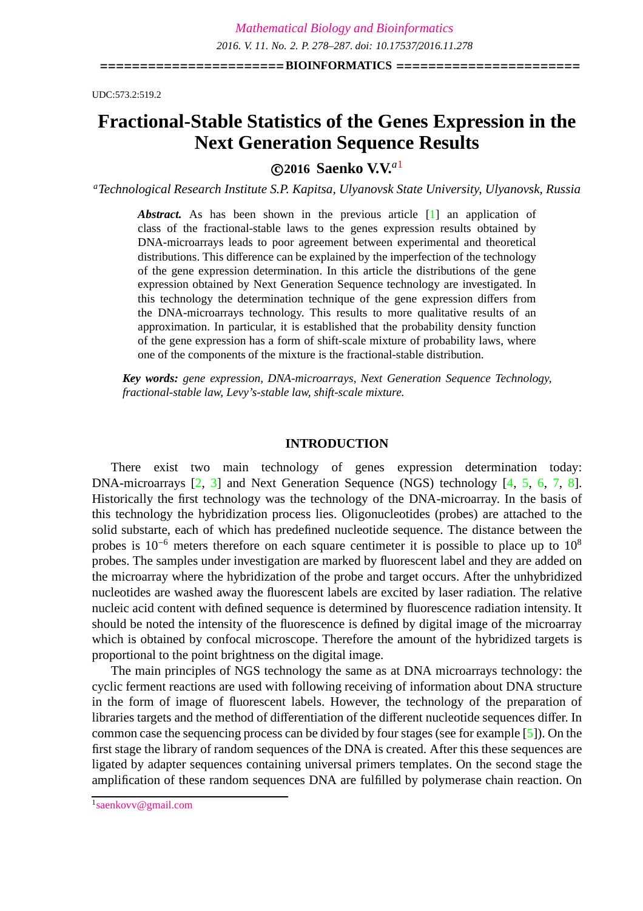=======================BIOINFORMATICS =======================

UDC:573.2:519.2

# Fractional-Stable Statistics of the Genes Expression in the Next Generation Sequence Results

**©2016 Saenko V.V.**[a1]

[a]*Technological Research Institute S.P. Kapitsa, Ulyanovsk State University, Ulyanovsk, Russia*

> ***Abstract.*** As has been shown in the previous article [1] an application of class of the fractional-stable laws to the genes expression results obtained by DNA-microarrays leads to poor agreement between experimental and theoretical distributions. This difference can be explained by the imperfection of the technology of the gene expression determination. In this article the distributions of the gene expression obtained by Next Generation Sequence technology are investigated. In this technology the determination technique of the gene expression differs from the DNA-microarrays technology. This results to more qualitative results of an approximation. In particular, it is established that the probability density function of the gene expression has a form of shift-scale mixture of probability laws, where one of the components of the mixture is the fractional-stable distribution.

***Key words:*** *gene expression, DNA-microarrays, Next Generation Sequence Technology, fractional-stable law, Levy's-stable law, shift-scale mixture.*

## INTRODUCTION

There exist two main technology of genes expression determination today: DNA-microarrays [2, 3] and Next Generation Sequence (NGS) technology [4, 5, 6, 7, 8]. Historically the first technology was the technology of the DNA-microarray. In the basis of this technology the hybridization process lies. Oligonucleotides (probes) are attached to the solid substarte, each of which has predefined nucleotide sequence. The distance between the probes is $10^{-6}$ meters therefore on each square centimeter it is possible to place up to $10^{8}$ probes. The samples under investigation are marked by fluorescent label and they are added on the microarray where the hybridization of the probe and target occurs. After the unhybridized nucleotides are washed away the fluorescent labels are excited by laser radiation. The relative nucleic acid content with defined sequence is determined by fluorescence radiation intensity. It should be noted the intensity of the fluorescence is defined by digital image of the microarray which is obtained by confocal microscope. Therefore the amount of the hybridized targets is proportional to the point brightness on the digital image.

The main principles of NGS technology the same as at DNA microarrays technology: the cyclic ferment reactions are used with following receiving of information about DNA structure in the form of image of fluorescent labels. However, the technology of the preparation of libraries targets and the method of differentiation of the different nucleotide sequences differ. In common case the sequencing process can be divided by four stages (see for example [5]). On the first stage the library of random sequences of the DNA is created. After this these sequences are ligated by adapter sequences containing universal primers templates. On the second stage the amplification of these random sequences DNA are fulfilled by polymerase chain reaction. On

[1]saenkovv@gmail.com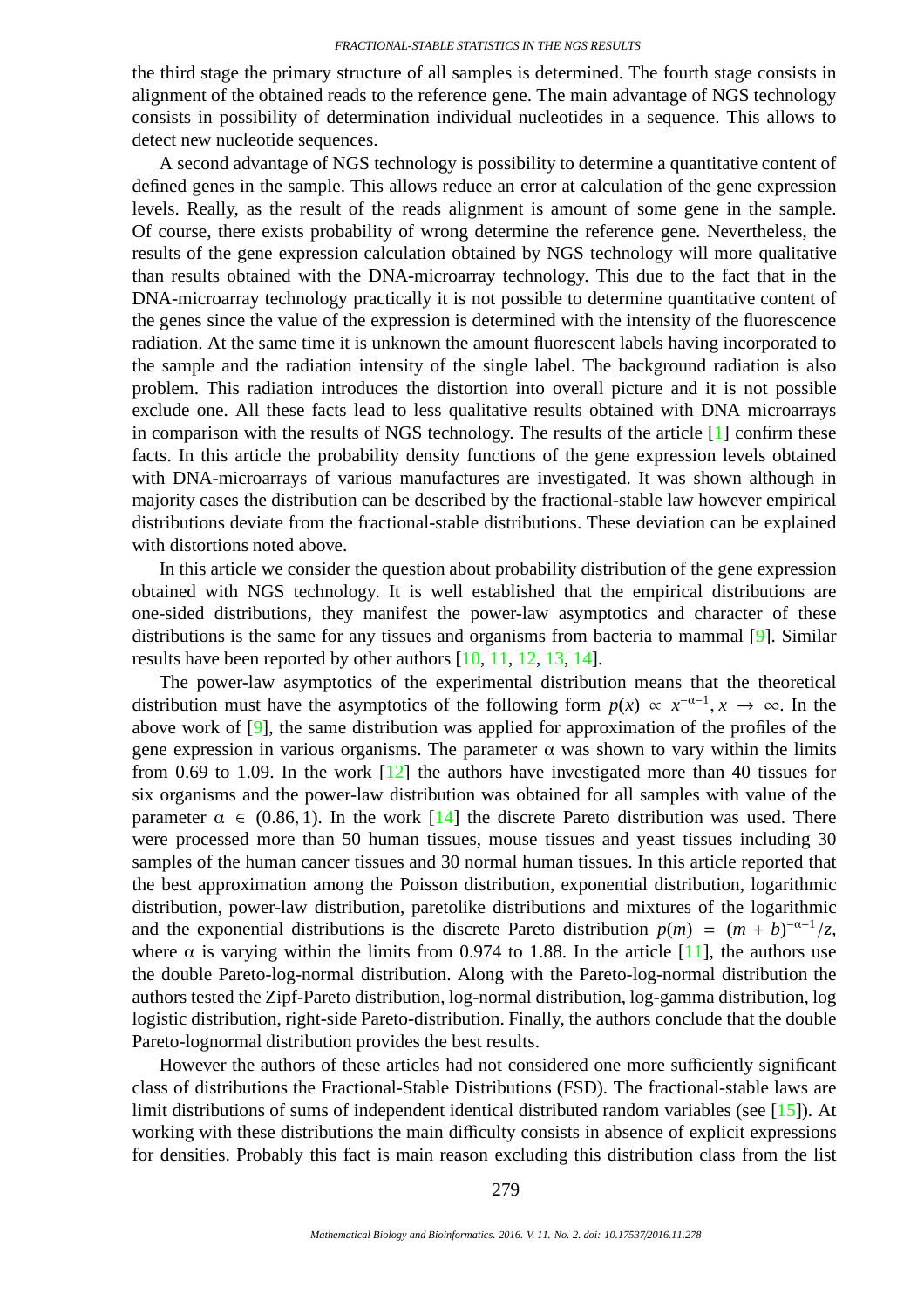the third stage the primary structure of all samples is determined. The fourth stage consists in alignment of the obtained reads to the reference gene. The main advantage of NGS technology consists in possibility of determination individual nucleotides in a sequence. This allows to detect new nucleotide sequences.

A second advantage of NGS technology is possibility to determine a quantitative content of defined genes in the sample. This allows reduce an error at calculation of the gene expression levels. Really, as the result of the reads alignment is amount of some gene in the sample. Of course, there exists probability of wrong determine the reference gene. Nevertheless, the results of the gene expression calculation obtained by NGS technology will more qualitative than results obtained with the DNA-microarray technology. This due to the fact that in the DNA-microarray technology practically it is not possible to determine quantitative content of the genes since the value of the expression is determined with the intensity of the fluorescence radiation. At the same time it is unknown the amount fluorescent labels having incorporated to the sample and the radiation intensity of the single label. The background radiation is also problem. This radiation introduces the distortion into overall picture and it is not possible exclude one. All these facts lead to less qualitative results obtained with DNA microarrays in comparison with the results of NGS technology. The results of the article [1] confirm these facts. In this article the probability density functions of the gene expression levels obtained with DNA-microarrays of various manufactures are investigated. It was shown although in majority cases the distribution can be described by the fractional-stable law however empirical distributions deviate from the fractional-stable distributions. These deviation can be explained with distortions noted above.

In this article we consider the question about probability distribution of the gene expression obtained with NGS technology. It is well established that the empirical distributions are one-sided distributions, they manifest the power-law asymptotics and character of these distributions is the same for any tissues and organisms from bacteria to mammal [9]. Similar results have been reported by other authors [10, 11, 12, 13, 14].

The power-law asymptotics of the experimental distribution means that the theoretical distribution must have the asymptotics of the following form $p(x) \propto x^{-\alpha-1}, x \to \infty$. In the above work of [9], the same distribution was applied for approximation of the profiles of the gene expression in various organisms. The parameter $\alpha$ was shown to vary within the limits from 0.69 to 1.09. In the work [12] the authors have investigated more than 40 tissues for six organisms and the power-law distribution was obtained for all samples with value of the parameter $\alpha \in (0.86, 1)$. In the work [14] the discrete Pareto distribution was used. There were processed more than 50 human tissues, mouse tissues and yeast tissues including 30 samples of the human cancer tissues and 30 normal human tissues. In this article reported that the best approximation among the Poisson distribution, exponential distribution, logarithmic distribution, power-law distribution, paretolike distributions and mixtures of the logarithmic and the exponential distributions is the discrete Pareto distribution $p(m) = (m + b)^{-\alpha-1}/z$, where $\alpha$ is varying within the limits from 0.974 to 1.88. In the article [11], the authors use the double Pareto-log-normal distribution. Along with the Pareto-log-normal distribution the authors tested the Zipf-Pareto distribution, log-normal distribution, log-gamma distribution, log logistic distribution, right-side Pareto-distribution. Finally, the authors conclude that the double Pareto-lognormal distribution provides the best results.

However the authors of these articles had not considered one more sufficiently significant class of distributions the Fractional-Stable Distributions (FSD). The fractional-stable laws are limit distributions of sums of independent identical distributed random variables (see [15]). At working with these distributions the main difficulty consists in absence of explicit expressions for densities. Probably this fact is main reason excluding this distribution class from the list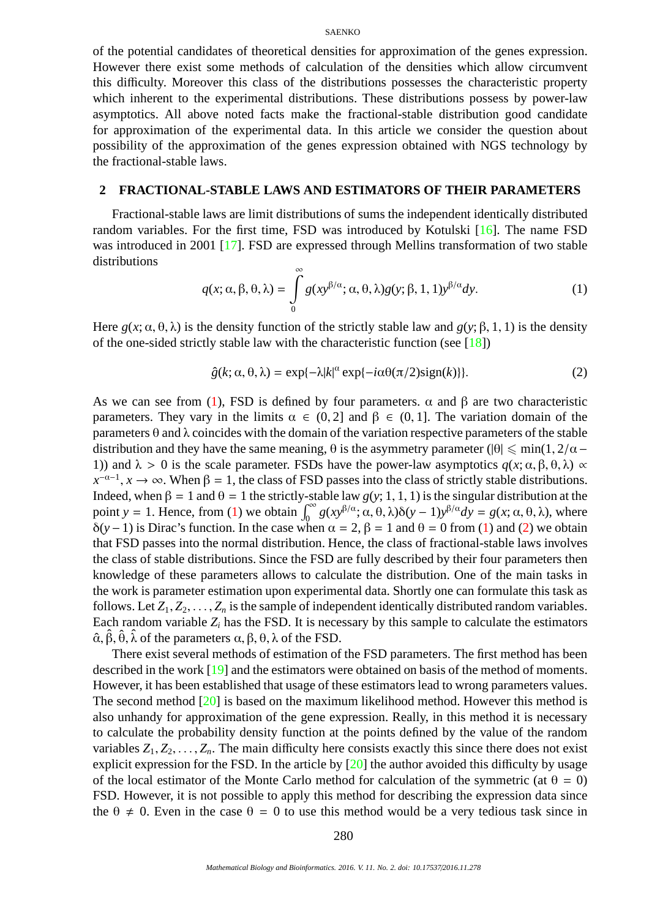of the potential candidates of theoretical densities for approximation of the genes expression. However there exist some methods of calculation of the densities which allow circumvent this difficulty. Moreover this class of the distributions possesses the characteristic property which inherent to the experimental distributions. These distributions possess by power-law asymptotics. All above noted facts make the fractional-stable distribution good candidate for approximation of the experimental data. In this article we consider the question about possibility of the approximation of the genes expression obtained with NGS technology by the fractional-stable laws.

## 2 FRACTIONAL-STABLE LAWS AND ESTIMATORS OF THEIR PARAMETERS

Fractional-stable laws are limit distributions of sums the independent identically distributed random variables. For the first time, FSD was introduced by Kotulski [16]. The name FSD was introduced in 2001 [17]. FSD are expressed through Mellins transformation of two stable distributions

$$q(x; \alpha, \beta, \theta, \lambda) = \int_0^\infty g(xy^{\beta/\alpha}; \alpha, \theta, \lambda) g(y; \beta, 1, 1) y^{\beta/\alpha} dy. \tag{1}$$

Here $g(x; \alpha, \theta, \lambda)$ is the density function of the strictly stable law and $g(y; \beta, 1, 1)$ is the density of the one-sided strictly stable law with the characteristic function (see [18])

$$\hat{g}(k; \alpha, \theta, \lambda) = \exp\{-\lambda |k|^\alpha \exp\{-i\alpha\theta(\pi/2)\mathrm{sign}(k)\}\}. \tag{2}$$

As we can see from (1), FSD is defined by four parameters. $\alpha$ and $\beta$ are two characteristic parameters. They vary in the limits $\alpha \in (0, 2]$ and $\beta \in (0, 1]$. The variation domain of the parameters $\theta$ and $\lambda$ coincides with the domain of the variation respective parameters of the stable distribution and they have the same meaning, $\theta$ is the asymmetry parameter ($|\theta| \leqslant \min(1, 2/\alpha - 1)$) and $\lambda > 0$ is the scale parameter. FSDs have the power-law asymptotics $q(x; \alpha, \beta, \theta, \lambda) \propto x^{-\alpha-1}$, $x \to \infty$. When $\beta = 1$, the class of FSD passes into the class of strictly stable distributions. Indeed, when $\beta = 1$ and $\theta = 1$ the strictly-stable law $g(y; 1, 1, 1)$ is the singular distribution at the point $y = 1$. Hence, from (1) we obtain $\int_0^\infty g(xy^{\beta/\alpha}; \alpha, \theta, \lambda)\delta(y-1)y^{\beta/\alpha}dy = g(x; \alpha, \theta, \lambda)$, where $\delta(y-1)$ is Dirac's function. In the case when $\alpha = 2$, $\beta = 1$ and $\theta = 0$ from (1) and (2) we obtain that FSD passes into the normal distribution. Hence, the class of fractional-stable laws involves the class of stable distributions. Since the FSD are fully described by their four parameters then knowledge of these parameters allows to calculate the distribution. One of the main tasks in the work is parameter estimation upon experimental data. Shortly one can formulate this task as follows. Let $Z_1, Z_2, \ldots, Z_n$ is the sample of independent identically distributed random variables. Each random variable $Z_i$ has the FSD. It is necessary by this sample to calculate the estimators $\hat{\alpha}, \hat{\beta}, \hat{\theta}, \hat{\lambda}$ of the parameters $\alpha, \beta, \theta, \lambda$ of the FSD.

There exist several methods of estimation of the FSD parameters. The first method has been described in the work [19] and the estimators were obtained on basis of the method of moments. However, it has been established that usage of these estimators lead to wrong parameters values. The second method [20] is based on the maximum likelihood method. However this method is also unhandy for approximation of the gene expression. Really, in this method it is necessary to calculate the probability density function at the points defined by the value of the random variables $Z_1, Z_2, \ldots, Z_n$. The main difficulty here consists exactly this since there does not exist explicit expression for the FSD. In the article by [20] the author avoided this difficulty by usage of the local estimator of the Monte Carlo method for calculation of the symmetric (at $\theta = 0$) FSD. However, it is not possible to apply this method for describing the expression data since the $\theta \neq 0$. Even in the case $\theta = 0$ to use this method would be a very tedious task since in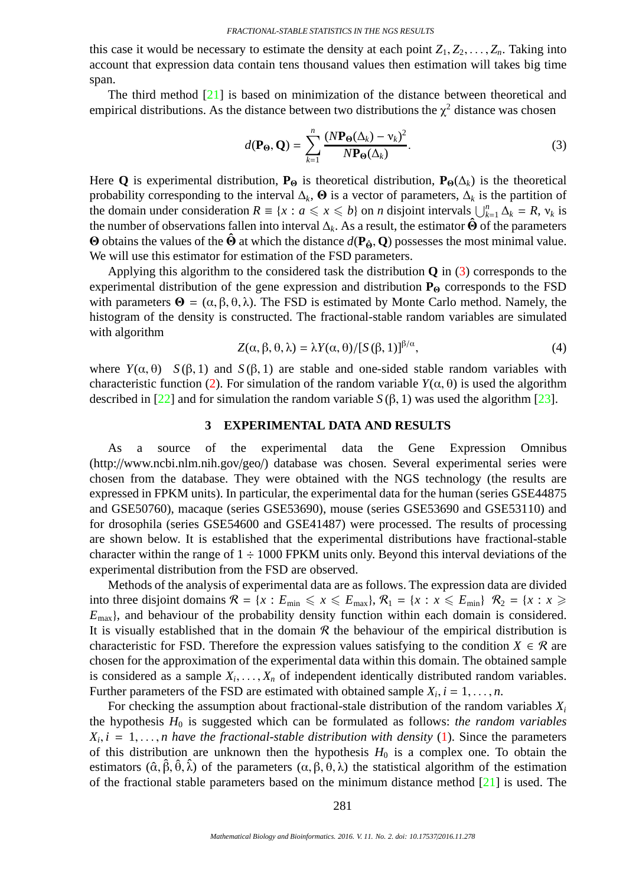this case it would be necessary to estimate the density at each point $Z_1, Z_2, \ldots, Z_n$. Taking into account that expression data contain tens thousand values then estimation will takes big time span.

The third method [21] is based on minimization of the distance between theoretical and empirical distributions. As the distance between two distributions the $\chi^2$ distance was chosen

$$d(\mathbf{P}_\Theta, \mathbf{Q}) = \sum_{k=1}^{n} \frac{(N\mathbf{P}_\Theta(\Delta_k) - \nu_k)^2}{N\mathbf{P}_\Theta(\Delta_k)}. \tag{3}$$

Here $\mathbf{Q}$ is experimental distribution, $\mathbf{P}_\Theta$ is theoretical distribution, $\mathbf{P}_\Theta(\Delta_k)$ is the theoretical probability corresponding to the interval $\Delta_k$, $\mathbf{\Theta}$ is a vector of parameters, $\Delta_k$ is the partition of the domain under consideration $R \equiv \{x : a \leqslant x \leqslant b\}$ on $n$ disjoint intervals $\bigcup_{k=1}^{n} \Delta_k = R$, $\nu_k$ is the number of observations fallen into interval $\Delta_k$. As a result, the estimator $\hat{\mathbf{\Theta}}$ of the parameters $\mathbf{\Theta}$ obtains the values of the $\hat{\mathbf{\Theta}}$ at which the distance $d(\mathbf{P}_{\hat{\Theta}}, \mathbf{Q})$ possesses the most minimal value. We will use this estimator for estimation of the FSD parameters.

Applying this algorithm to the considered task the distribution $\mathbf{Q}$ in (3) corresponds to the experimental distribution of the gene expression and distribution $\mathbf{P}_\Theta$ corresponds to the FSD with parameters $\mathbf{\Theta} = (\alpha, \beta, \theta, \lambda)$. The FSD is estimated by Monte Carlo method. Namely, the histogram of the density is constructed. The fractional-stable random variables are simulated with algorithm

$$Z(\alpha, \beta, \theta, \lambda) = \lambda Y(\alpha, \theta)/[S(\beta, 1)]^{\beta/\alpha}, \tag{4}$$

where $Y(\alpha, \theta)$ $S(\beta, 1)$ and $S(\beta, 1)$ are stable and one-sided stable random variables with characteristic function (2). For simulation of the random variable $Y(\alpha, \theta)$ is used the algorithm described in [22] and for simulation the random variable $S(\beta, 1)$ was used the algorithm [23].

## 3 EXPERIMENTAL DATA AND RESULTS

As a source of the experimental data the Gene Expression Omnibus (http://www.ncbi.nlm.nih.gov/geo/) database was chosen. Several experimental series were chosen from the database. They were obtained with the NGS technology (the results are expressed in FPKM units). In particular, the experimental data for the human (series GSE44875 and GSE50760), macaque (series GSE53690), mouse (series GSE53690 and GSE53110) and for drosophila (series GSE54600 and GSE41487) were processed. The results of processing are shown below. It is established that the experimental distributions have fractional-stable character within the range of $1 \div 1000$ FPKM units only. Beyond this interval deviations of the experimental distribution from the FSD are observed.

Methods of the analysis of experimental data are as follows. The expression data are divided into three disjoint domains $\mathcal{R} = \{x : E_{\min} \leqslant x \leqslant E_{\max}\}$, $\mathcal{R}_1 = \{x : x \leqslant E_{\min}\}$ $\mathcal{R}_2 = \{x : x \geqslant E_{\max}\}$, and behaviour of the probability density function within each domain is considered. It is visually established that in the domain $\mathcal{R}$ the behaviour of the empirical distribution is characteristic for FSD. Therefore the expression values satisfying to the condition $X \in \mathcal{R}$ are chosen for the approximation of the experimental data within this domain. The obtained sample is considered as a sample $X_i, \ldots, X_n$ of independent identically distributed random variables. Further parameters of the FSD are estimated with obtained sample $X_i, i = 1, \ldots, n$.

For checking the assumption about fractional-stale distribution of the random variables $X_i$ the hypothesis $H_0$ is suggested which can be formulated as follows: *the random variables* $X_i, i = 1, \ldots, n$ *have the fractional-stable distribution with density* (1). Since the parameters of this distribution are unknown then the hypothesis $H_0$ is a complex one. To obtain the estimators $(\hat{\alpha}, \hat{\beta}, \hat{\theta}, \hat{\lambda})$ of the parameters $(\alpha, \beta, \theta, \lambda)$ the statistical algorithm of the estimation of the fractional stable parameters based on the minimum distance method [21] is used. The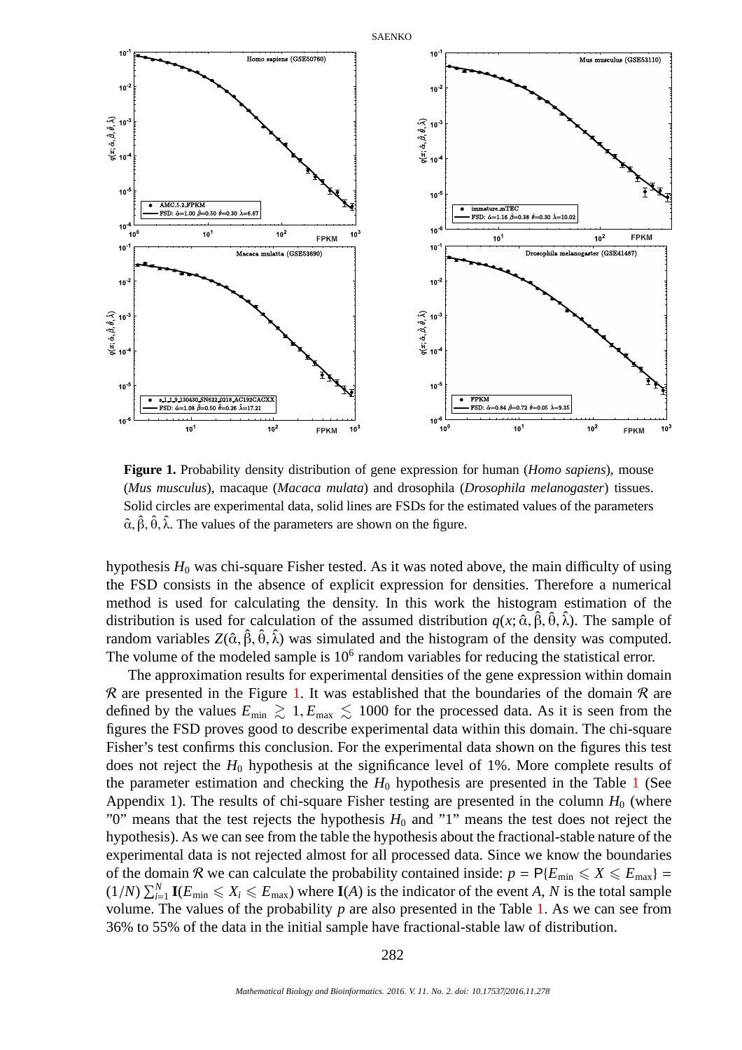Homo sapiens (GSE50760)

AMC.5.2_FPKM

FSD: $\hat{\alpha}$=1.00 $\hat{\beta}$=0.50 $\hat{\theta}$=0.30 $\hat{\lambda}$=6.67

Mus musculus (GSE53110)

immature_mTEC

FSD: $\hat{\alpha}$=1.16 $\hat{\beta}$=0.38 $\hat{\theta}$=0.30 $\hat{\lambda}$=10.02

Macaca mulatta (GSE53690)

s_1_1_9_130430_SN622_0218_AC192CACXX

FSD: $\hat{\alpha}$=1.08 $\hat{\beta}$=0.50 $\hat{\theta}$=0.26 $\hat{\lambda}$=17.21

Drosophila melanogaster (GSE41487)

FPKM

FSD: $\hat{\alpha}$=0.84 $\hat{\beta}$=0.72 $\hat{\theta}$=0.05 $\hat{\lambda}$=9.35

$q(x;\hat{\alpha},\hat{\beta},\hat{\theta},\hat{\lambda})$

FPKM

**Figure 1.** Probability density distribution of gene expression for human (*Homo sapiens*), mouse (*Mus musculus*), macaque (*Macaca mulata*) and drosophila (*Drosophila melanogaster*) tissues. Solid circles are experimental data, solid lines are FSDs for the estimated values of the parameters $\hat{\alpha}, \hat{\beta}, \hat{\theta}, \hat{\lambda}$. The values of the parameters are shown on the figure.

hypothesis $H_0$ was chi-square Fisher tested. As it was noted above, the main difficulty of using the FSD consists in the absence of explicit expression for densities. Therefore a numerical method is used for calculating the density. In this work the histogram estimation of the distribution is used for calculation of the assumed distribution $q(x; \hat{\alpha}, \hat{\beta}, \hat{\theta}, \hat{\lambda})$. The sample of random variables $Z(\hat{\alpha}, \hat{\beta}, \hat{\theta}, \hat{\lambda})$ was simulated and the histogram of the density was computed. The volume of the modeled sample is $10^6$ random variables for reducing the statistical error.

The approximation results for experimental densities of the gene expression within domain $\mathcal{R}$ are presented in the Figure 1. It was established that the boundaries of the domain $\mathcal{R}$ are defined by the values $E_{\min} \gtrsim 1, E_{\max} \lesssim 1000$ for the processed data. As it is seen from the figures the FSD proves good to describe experimental data within this domain. The chi-square Fisher's test confirms this conclusion. For the experimental data shown on the figures this test does not reject the $H_0$ hypothesis at the significance level of 1%. More complete results of the parameter estimation and checking the $H_0$ hypothesis are presented in the Table 1 (See Appendix 1). The results of chi-square Fisher testing are presented in the column $H_0$ (where "0" means that the test rejects the hypothesis $H_0$ and "1" means the test does not reject the hypothesis). As we can see from the table the hypothesis about the fractional-stable nature of the experimental data is not rejected almost for all processed data. Since we know the boundaries of the domain $\mathcal{R}$ we can calculate the probability contained inside: $p = \mathsf{P}\{E_{\min} \leqslant X \leqslant E_{\max}\} = (1/N)\sum_{i=1}^{N} \mathbf{I}(E_{\min} \leqslant X_i \leqslant E_{\max})$ where $\mathbf{I}(A)$ is the indicator of the event $A$, $N$ is the total sample volume. The values of the probability $p$ are also presented in the Table 1. As we can see from 36% to 55% of the data in the initial sample have fractional-stable law of distribution.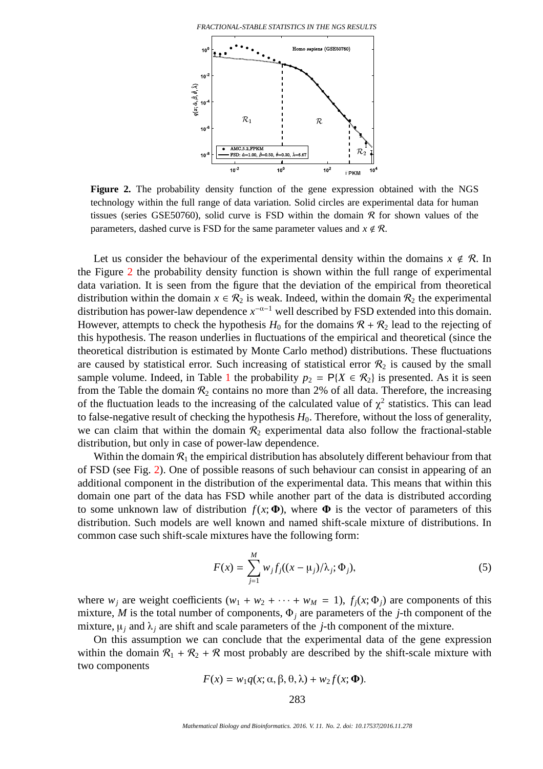Homo sapiens (GSE50760)

$q(x;\hat{\alpha},\hat{\beta},\hat{\theta},\hat{\lambda})$

$10^{0}$

$10^{-2}$

$10^{-4}$

$10^{-6}$

$10^{-8}$

$10^{-2}$

$10^{0}$

$10^{2}$

$10^{4}$

FPKM

$\mathcal{R}_1$

$\mathcal{R}$

$\mathcal{R}_2$

AMC.5.2.FPKM

FSD: $\hat{\alpha}$=1.00, $\hat{\beta}$=0.50, $\hat{\theta}$=0.30, $\hat{\lambda}$=6.67

**Figure 2.** The probability density function of the gene expression obtained with the NGS technology within the full range of data variation. Solid circles are experimental data for human tissues (series GSE50760), solid curve is FSD within the domain $\mathcal{R}$ for shown values of the parameters, dashed curve is FSD for the same parameter values and $x \notin \mathcal{R}$.

Let us consider the behaviour of the experimental density within the domains $x \notin \mathcal{R}$. In the Figure 2 the probability density function is shown within the full range of experimental data variation. It is seen from the figure that the deviation of the empirical from theoretical distribution within the domain $x \in \mathcal{R}_2$ is weak. Indeed, within the domain $\mathcal{R}_2$ the experimental distribution has power-law dependence $x^{-\alpha-1}$ well described by FSD extended into this domain. However, attempts to check the hypothesis $H_0$ for the domains $\mathcal{R} + \mathcal{R}_2$ lead to the rejecting of this hypothesis. The reason underlies in fluctuations of the empirical and theoretical (since the theoretical distribution is estimated by Monte Carlo method) distributions. These fluctuations are caused by statistical error. Such increasing of statistical error $\mathcal{R}_2$ is caused by the small sample volume. Indeed, in Table 1 the probability $p_2 = \mathsf{P}\{X \in \mathcal{R}_2\}$ is presented. As it is seen from the Table the domain $\mathcal{R}_2$ contains no more than 2% of all data. Therefore, the increasing of the fluctuation leads to the increasing of the calculated value of $\chi^2$ statistics. This can lead to false-negative result of checking the hypothesis $H_0$. Therefore, without the loss of generality, we can claim that within the domain $\mathcal{R}_2$ experimental data also follow the fractional-stable distribution, but only in case of power-law dependence.

Within the domain $\mathcal{R}_1$ the empirical distribution has absolutely different behaviour from that of FSD (see Fig. 2). One of possible reasons of such behaviour can consist in appearing of an additional component in the distribution of the experimental data. This means that within this domain one part of the data has FSD while another part of the data is distributed according to some unknown law of distribution $f(x; \mathbf{\Phi})$, where $\mathbf{\Phi}$ is the vector of parameters of this distribution. Such models are well known and named shift-scale mixture of distributions. In common case such shift-scale mixtures have the following form:

$$F(x) = \sum_{j=1}^{M} w_j f_j((x - \mu_j)/\lambda_j; \Phi_j), \tag{5}$$

where $w_j$ are weight coefficients ($w_1 + w_2 + \cdots + w_M = 1$), $f_j(x; \Phi_j)$ are components of this mixture, $M$ is the total number of components, $\Phi_j$ are parameters of the $j$-th component of the mixture, $\mu_j$ and $\lambda_j$ are shift and scale parameters of the $j$-th component of the mixture.

On this assumption we can conclude that the experimental data of the gene expression within the domain $\mathcal{R}_1 + \mathcal{R}_2 + \mathcal{R}$ most probably are described by the shift-scale mixture with two components

$$F(x) = w_1 q(x; \alpha, \beta, \theta, \lambda) + w_2 f(x; \mathbf{\Phi}).$$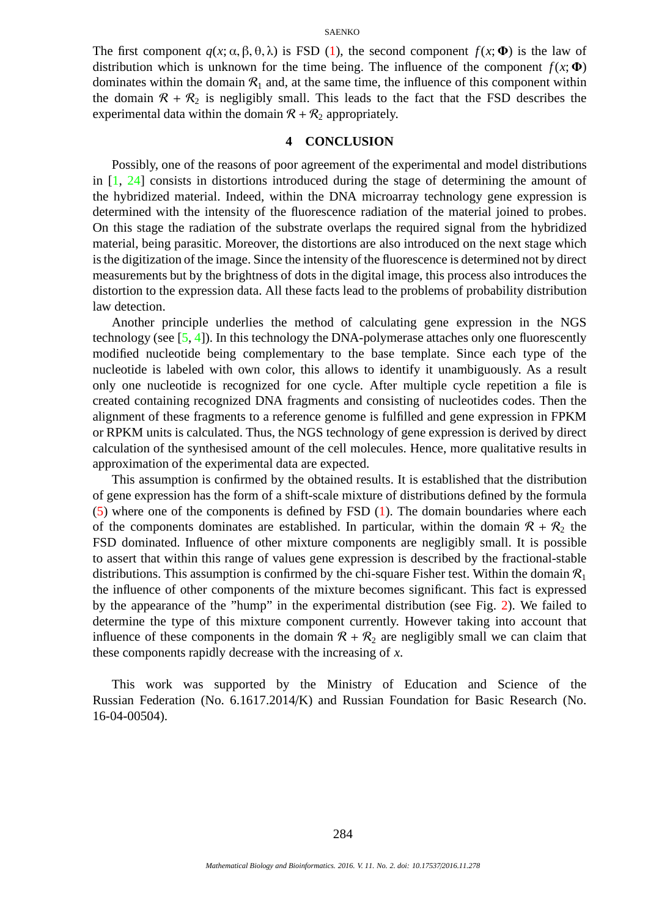The first component $q(x; \alpha, \beta, \theta, \lambda)$ is FSD (1), the second component $f(x; \mathbf{\Phi})$ is the law of distribution which is unknown for the time being. The influence of the component $f(x; \mathbf{\Phi})$ dominates within the domain $\mathcal{R}_1$ and, at the same time, the influence of this component within the domain $\mathcal{R} + \mathcal{R}_2$ is negligibly small. This leads to the fact that the FSD describes the experimental data within the domain $\mathcal{R} + \mathcal{R}_2$ appropriately.

## 4 CONCLUSION

Possibly, one of the reasons of poor agreement of the experimental and model distributions in [1, 24] consists in distortions introduced during the stage of determining the amount of the hybridized material. Indeed, within the DNA microarray technology gene expression is determined with the intensity of the fluorescence radiation of the material joined to probes. On this stage the radiation of the substrate overlaps the required signal from the hybridized material, being parasitic. Moreover, the distortions are also introduced on the next stage which is the digitization of the image. Since the intensity of the fluorescence is determined not by direct measurements but by the brightness of dots in the digital image, this process also introduces the distortion to the expression data. All these facts lead to the problems of probability distribution law detection.

Another principle underlies the method of calculating gene expression in the NGS technology (see [5, 4]). In this technology the DNA-polymerase attaches only one fluorescently modified nucleotide being complementary to the base template. Since each type of the nucleotide is labeled with own color, this allows to identify it unambiguously. As a result only one nucleotide is recognized for one cycle. After multiple cycle repetition a file is created containing recognized DNA fragments and consisting of nucleotides codes. Then the alignment of these fragments to a reference genome is fulfilled and gene expression in FPKM or RPKM units is calculated. Thus, the NGS technology of gene expression is derived by direct calculation of the synthesised amount of the cell molecules. Hence, more qualitative results in approximation of the experimental data are expected.

This assumption is confirmed by the obtained results. It is established that the distribution of gene expression has the form of a shift-scale mixture of distributions defined by the formula (5) where one of the components is defined by FSD (1). The domain boundaries where each of the components dominates are established. In particular, within the domain $\mathcal{R} + \mathcal{R}_2$ the FSD dominated. Influence of other mixture components are negligibly small. It is possible to assert that within this range of values gene expression is described by the fractional-stable distributions. This assumption is confirmed by the chi-square Fisher test. Within the domain $\mathcal{R}_1$ the influence of other components of the mixture becomes significant. This fact is expressed by the appearance of the "hump" in the experimental distribution (see Fig. 2). We failed to determine the type of this mixture component currently. However taking into account that influence of these components in the domain $\mathcal{R} + \mathcal{R}_2$ are negligibly small we can claim that these components rapidly decrease with the increasing of $x$.

This work was supported by the Ministry of Education and Science of the Russian Federation (No. 6.1617.2014/K) and Russian Foundation for Basic Research (No. 16-04-00504).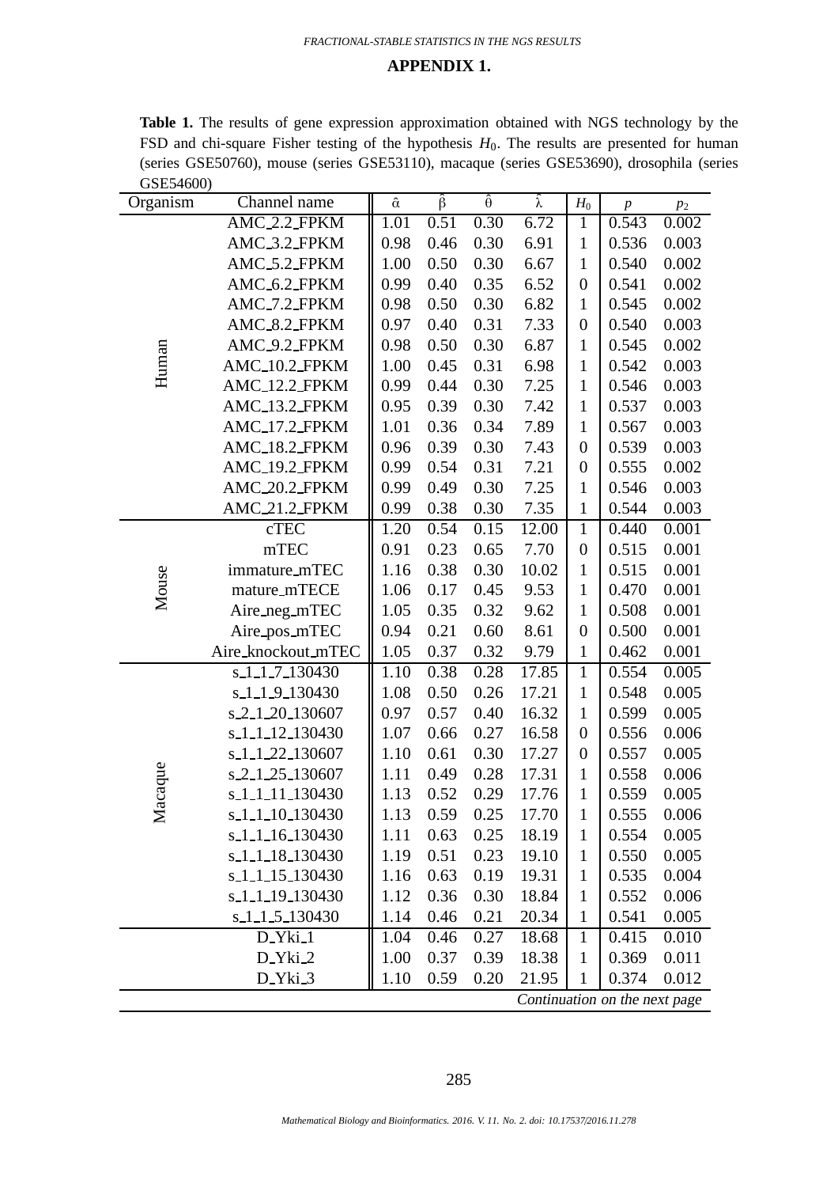## APPENDIX 1.

**Table 1.** The results of gene expression approximation obtained with NGS technology by the FSD and chi-square Fisher testing of the hypothesis $H_0$. The results are presented for human (series GSE50760), mouse (series GSE53110), macaque (series GSE53690), drosophila (series GSE54600)

| Organism | Channel name | $\hat{\alpha}$ | $\hat{\beta}$ | $\hat{\theta}$ | $\hat{\lambda}$ | $H_0$ | $p$ | $p_2$ |
|---|---|---|---|---|---|---|---|---|
| Human | AMC_2.2_FPKM | 1.01 | 0.51 | 0.30 | 6.72 | 1 | 0.543 | 0.002 |
| | AMC_3.2_FPKM | 0.98 | 0.46 | 0.30 | 6.91 | 1 | 0.536 | 0.003 |
| | AMC_5.2_FPKM | 1.00 | 0.50 | 0.30 | 6.67 | 1 | 0.540 | 0.002 |
| | AMC_6.2_FPKM | 0.99 | 0.40 | 0.35 | 6.52 | 0 | 0.541 | 0.002 |
| | AMC_7.2_FPKM | 0.98 | 0.50 | 0.30 | 6.82 | 1 | 0.545 | 0.002 |
| | AMC_8.2_FPKM | 0.97 | 0.40 | 0.31 | 7.33 | 0 | 0.540 | 0.003 |
| | AMC_9.2_FPKM | 0.98 | 0.50 | 0.30 | 6.87 | 1 | 0.545 | 0.002 |
| | AMC_10.2_FPKM | 1.00 | 0.45 | 0.31 | 6.98 | 1 | 0.542 | 0.003 |
| | AMC_12.2_FPKM | 0.99 | 0.44 | 0.30 | 7.25 | 1 | 0.546 | 0.003 |
| | AMC_13.2_FPKM | 0.95 | 0.39 | 0.30 | 7.42 | 1 | 0.537 | 0.003 |
| | AMC_17.2_FPKM | 1.01 | 0.36 | 0.34 | 7.89 | 1 | 0.567 | 0.003 |
| | AMC_18.2_FPKM | 0.96 | 0.39 | 0.30 | 7.43 | 0 | 0.539 | 0.003 |
| | AMC_19.2_FPKM | 0.99 | 0.54 | 0.31 | 7.21 | 0 | 0.555 | 0.002 |
| | AMC_20.2_FPKM | 0.99 | 0.49 | 0.30 | 7.25 | 1 | 0.546 | 0.003 |
| | AMC_21.2_FPKM | 0.99 | 0.38 | 0.30 | 7.35 | 1 | 0.544 | 0.003 |
| Mouse | cTEC | 1.20 | 0.54 | 0.15 | 12.00 | 1 | 0.440 | 0.001 |
| | mTEC | 0.91 | 0.23 | 0.65 | 7.70 | 0 | 0.515 | 0.001 |
| | immature_mTEC | 1.16 | 0.38 | 0.30 | 10.02 | 1 | 0.515 | 0.001 |
| | mature_mTECE | 1.06 | 0.17 | 0.45 | 9.53 | 1 | 0.470 | 0.001 |
| | Aire_neg_mTEC | 1.05 | 0.35 | 0.32 | 9.62 | 1 | 0.508 | 0.001 |
| | Aire_pos_mTEC | 0.94 | 0.21 | 0.60 | 8.61 | 0 | 0.500 | 0.001 |
| | Aire_knockout_mTEC | 1.05 | 0.37 | 0.32 | 9.79 | 1 | 0.462 | 0.001 |
| Macaque | s_1_1_7_130430 | 1.10 | 0.38 | 0.28 | 17.85 | 1 | 0.554 | 0.005 |
| | s_1_1_9_130430 | 1.08 | 0.50 | 0.26 | 17.21 | 1 | 0.548 | 0.005 |
| | s_2_1_20_130607 | 0.97 | 0.57 | 0.40 | 16.32 | 1 | 0.599 | 0.005 |
| | s_1_1_12_130430 | 1.07 | 0.66 | 0.27 | 16.58 | 0 | 0.556 | 0.006 |
| | s_1_1_22_130607 | 1.10 | 0.61 | 0.30 | 17.27 | 0 | 0.557 | 0.005 |
| | s_2_1_25_130607 | 1.11 | 0.49 | 0.28 | 17.31 | 1 | 0.558 | 0.006 |
| | s_1_1_11_130430 | 1.13 | 0.52 | 0.29 | 17.76 | 1 | 0.559 | 0.005 |
| | s_1_1_10_130430 | 1.13 | 0.59 | 0.25 | 17.70 | 1 | 0.555 | 0.006 |
| | s_1_1_16_130430 | 1.11 | 0.63 | 0.25 | 18.19 | 1 | 0.554 | 0.005 |
| | s_1_1_18_130430 | 1.19 | 0.51 | 0.23 | 19.10 | 1 | 0.550 | 0.005 |
| | s_1_1_15_130430 | 1.16 | 0.63 | 0.19 | 19.31 | 1 | 0.535 | 0.004 |
| | s_1_1_19_130430 | 1.12 | 0.36 | 0.30 | 18.84 | 1 | 0.552 | 0.006 |
| | s_1_1_5_130430 | 1.14 | 0.46 | 0.21 | 20.34 | 1 | 0.541 | 0.005 |
| | D_Yki_1 | 1.04 | 0.46 | 0.27 | 18.68 | 1 | 0.415 | 0.010 |
| | D_Yki_2 | 1.00 | 0.37 | 0.39 | 18.38 | 1 | 0.369 | 0.011 |
| | D_Yki_3 | 1.10 | 0.59 | 0.20 | 21.95 | 1 | 0.374 | 0.012 |

*Continuation on the next page*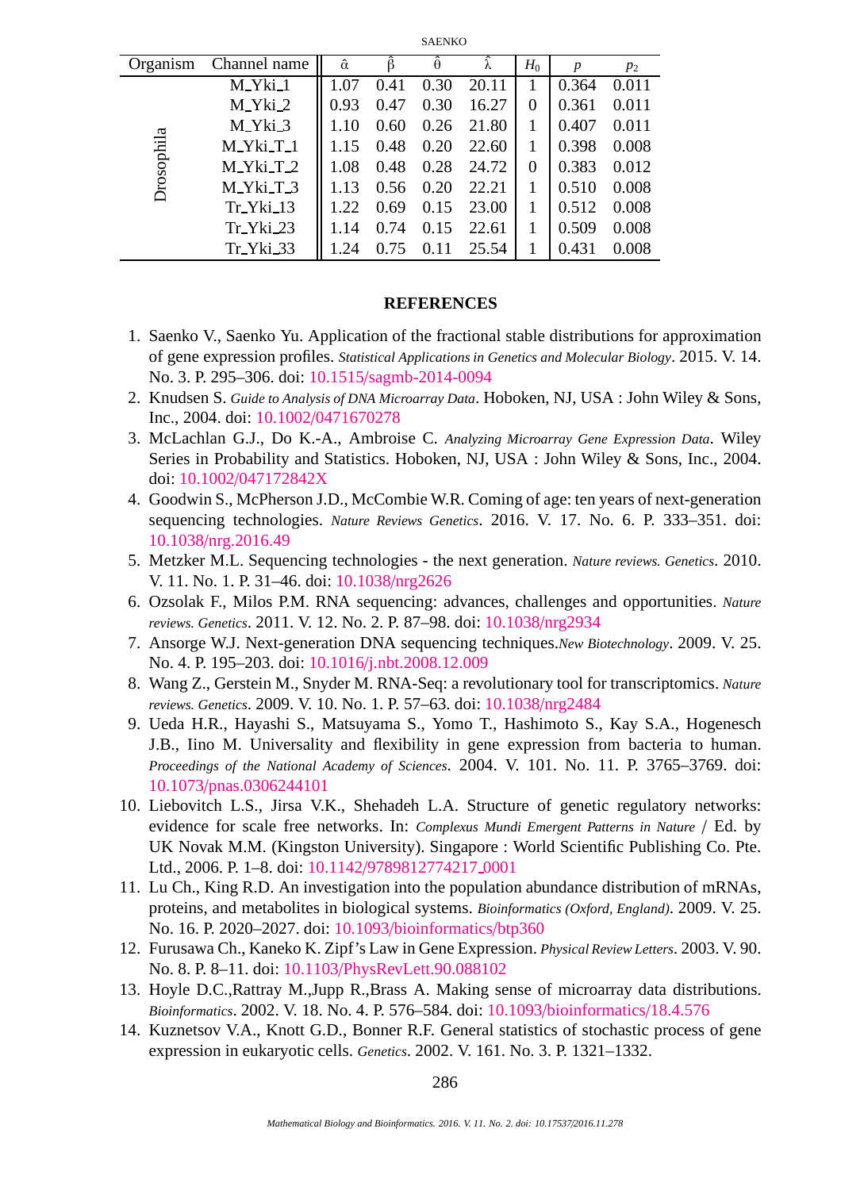| Organism | Channel name | $\hat{\alpha}$ | $\hat{\beta}$ | $\hat{\theta}$ | $\hat{\lambda}$ | $H_0$ | $p$ | $p_2$ |
|---|---|---|---|---|---|---|---|---|
| Drosophila | M_Yki_1 | 1.07 | 0.41 | 0.30 | 20.11 | 1 | 0.364 | 0.011 |
| | M_Yki_2 | 0.93 | 0.47 | 0.30 | 16.27 | 0 | 0.361 | 0.011 |
| | M_Yki_3 | 1.10 | 0.60 | 0.26 | 21.80 | 1 | 0.407 | 0.011 |
| | M_Yki_T_1 | 1.15 | 0.48 | 0.20 | 22.60 | 1 | 0.398 | 0.008 |
| | M_Yki_T_2 | 1.08 | 0.48 | 0.28 | 24.72 | 0 | 0.383 | 0.012 |
| | M_Yki_T_3 | 1.13 | 0.56 | 0.20 | 22.21 | 1 | 0.510 | 0.008 |
| | Tr_Yki_13 | 1.22 | 0.69 | 0.15 | 23.00 | 1 | 0.512 | 0.008 |
| | Tr_Yki_23 | 1.14 | 0.74 | 0.15 | 22.61 | 1 | 0.509 | 0.008 |
| | Tr_Yki_33 | 1.24 | 0.75 | 0.11 | 25.54 | 1 | 0.431 | 0.008 |

## REFERENCES

1. Saenko V., Saenko Yu. Application of the fractional stable distributions for approximation of gene expression profiles. *Statistical Applications in Genetics and Molecular Biology*. 2015. V. 14. No. 3. P. 295–306. doi: 10.1515/sagmb-2014-0094
2. Knudsen S. *Guide to Analysis of DNA Microarray Data*. Hoboken, NJ, USA : John Wiley & Sons, Inc., 2004. doi: 10.1002/0471670278
3. McLachlan G.J., Do K.-A., Ambroise C. *Analyzing Microarray Gene Expression Data*. Wiley Series in Probability and Statistics. Hoboken, NJ, USA : John Wiley & Sons, Inc., 2004. doi: 10.1002/047172842X
4. Goodwin S., McPherson J.D., McCombie W.R. Coming of age: ten years of next-generation sequencing technologies. *Nature Reviews Genetics*. 2016. V. 17. No. 6. P. 333–351. doi: 10.1038/nrg.2016.49
5. Metzker M.L. Sequencing technologies - the next generation. *Nature reviews. Genetics*. 2010. V. 11. No. 1. P. 31–46. doi: 10.1038/nrg2626
6. Ozsolak F., Milos P.M. RNA sequencing: advances, challenges and opportunities. *Nature reviews. Genetics*. 2011. V. 12. No. 2. P. 87–98. doi: 10.1038/nrg2934
7. Ansorge W.J. Next-generation DNA sequencing techniques.*New Biotechnology*. 2009. V. 25. No. 4. P. 195–203. doi: 10.1016/j.nbt.2008.12.009
8. Wang Z., Gerstein M., Snyder M. RNA-Seq: a revolutionary tool for transcriptomics. *Nature reviews. Genetics*. 2009. V. 10. No. 1. P. 57–63. doi: 10.1038/nrg2484
9. Ueda H.R., Hayashi S., Matsuyama S., Yomo T., Hashimoto S., Kay S.A., Hogenesch J.B., Iino M. Universality and flexibility in gene expression from bacteria to human. *Proceedings of the National Academy of Sciences*. 2004. V. 101. No. 11. P. 3765–3769. doi: 10.1073/pnas.0306244101
10. Liebovitch L.S., Jirsa V.K., Shehadeh L.A. Structure of genetic regulatory networks: evidence for scale free networks. In: *Complexus Mundi Emergent Patterns in Nature* / Ed. by UK Novak M.M. (Kingston University). Singapore : World Scientific Publishing Co. Pte. Ltd., 2006. P. 1–8. doi: 10.1142/9789812774217_0001
11. Lu Ch., King R.D. An investigation into the population abundance distribution of mRNAs, proteins, and metabolites in biological systems. *Bioinformatics (Oxford, England)*. 2009. V. 25. No. 16. P. 2020–2027. doi: 10.1093/bioinformatics/btp360
12. Furusawa Ch., Kaneko K. Zipf's Law in Gene Expression. *Physical Review Letters*. 2003. V. 90. No. 8. P. 8–11. doi: 10.1103/PhysRevLett.90.088102
13. Hoyle D.C.,Rattray M.,Jupp R.,Brass A. Making sense of microarray data distributions. *Bioinformatics*. 2002. V. 18. No. 4. P. 576–584. doi: 10.1093/bioinformatics/18.4.576
14. Kuznetsov V.A., Knott G.D., Bonner R.F. General statistics of stochastic process of gene expression in eukaryotic cells. *Genetics*. 2002. V. 161. No. 3. P. 1321–1332.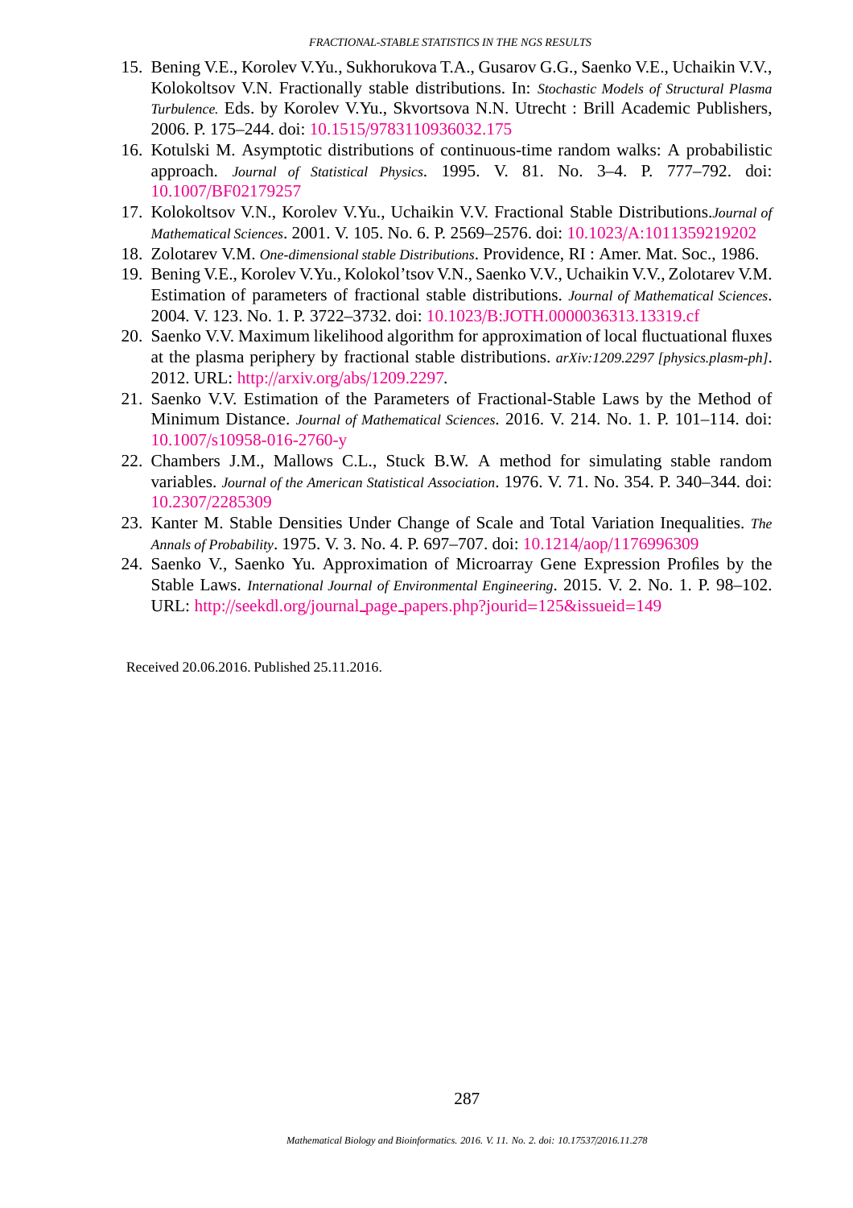15. Bening V.E., Korolev V.Yu., Sukhorukova T.A., Gusarov G.G., Saenko V.E., Uchaikin V.V., Kolokoltsov V.N. Fractionally stable distributions. In: *Stochastic Models of Structural Plasma Turbulence.* Eds. by Korolev V.Yu., Skvortsova N.N. Utrecht : Brill Academic Publishers, 2006. P. 175–244. doi: 10.1515/9783110936032.175
16. Kotulski M. Asymptotic distributions of continuous-time random walks: A probabilistic approach. *Journal of Statistical Physics*. 1995. V. 81. No. 3–4. P. 777–792. doi: 10.1007/BF02179257
17. Kolokoltsov V.N., Korolev V.Yu., Uchaikin V.V. Fractional Stable Distributions.*Journal of Mathematical Sciences*. 2001. V. 105. No. 6. P. 2569–2576. doi: 10.1023/A:1011359219202
18. Zolotarev V.M. *One-dimensional stable Distributions*. Providence, RI : Amer. Mat. Soc., 1986.
19. Bening V.E., Korolev V.Yu., Kolokol'tsov V.N., Saenko V.V., Uchaikin V.V., Zolotarev V.M. Estimation of parameters of fractional stable distributions. *Journal of Mathematical Sciences*. 2004. V. 123. No. 1. P. 3722–3732. doi: 10.1023/B:JOTH.0000036313.13319.cf
20. Saenko V.V. Maximum likelihood algorithm for approximation of local fluctuational fluxes at the plasma periphery by fractional stable distributions. *arXiv:1209.2297 [physics.plasm-ph]*. 2012. URL: http://arxiv.org/abs/1209.2297.
21. Saenko V.V. Estimation of the Parameters of Fractional-Stable Laws by the Method of Minimum Distance. *Journal of Mathematical Sciences*. 2016. V. 214. No. 1. P. 101–114. doi: 10.1007/s10958-016-2760-y
22. Chambers J.M., Mallows C.L., Stuck B.W. A method for simulating stable random variables. *Journal of the American Statistical Association*. 1976. V. 71. No. 354. P. 340–344. doi: 10.2307/2285309
23. Kanter M. Stable Densities Under Change of Scale and Total Variation Inequalities. *The Annals of Probability*. 1975. V. 3. No. 4. P. 697–707. doi: 10.1214/aop/1176996309
24. Saenko V., Saenko Yu. Approximation of Microarray Gene Expression Profiles by the Stable Laws. *International Journal of Environmental Engineering*. 2015. V. 2. No. 1. P. 98–102. URL: http://seekdl.org/journal_page_papers.php?jourid=125&issueid=149

Received 20.06.2016. Published 25.11.2016.